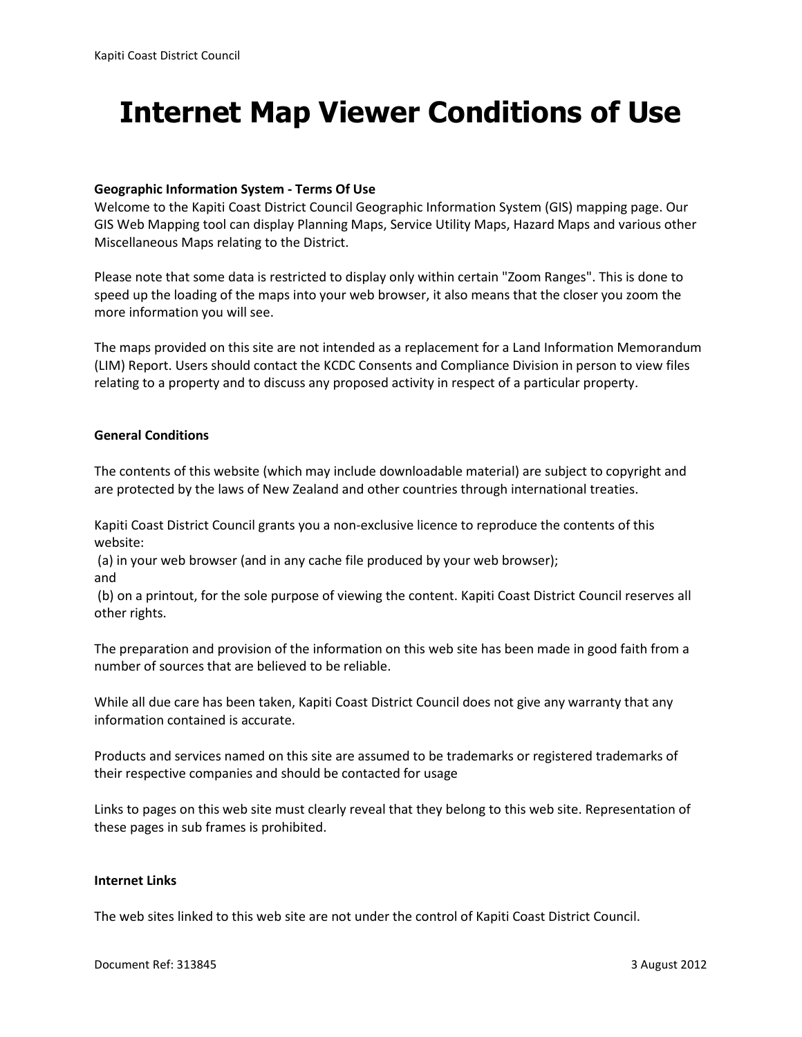# Internet Map Viewer Conditions of Use

**Geographic Information System - Terms Of Use**

Welcome to the Kapiti Coast District Council Geographic Information System (GIS) mapping page. Our GIS Web Mapping tool can display Planning Maps, Service Utility Maps, Hazard Maps and various other Miscellaneous Maps relating to the District.

Please note that some data is restricted to display only within certain "Zoom Ranges". This is done to speed up the loading of the maps into your web browser, it also means that the closer you zoom the more information you will see.

The maps provided on this site are not intended as a replacement for a Land Information Memorandum (LIM) Report. Users should contact the KCDC Consents and Compliance Division in person to view files relating to a property and to discuss any proposed activity in respect of a particular property.

**General Conditions**

The contents of this website (which may include downloadable material) are subject to copyright and are protected by the laws of New Zealand and other countries through international treaties.

Kapiti Coast District Council grants you a non-exclusive licence to reproduce the contents of this website:
(a) in your web browser (and in any cache file produced by your web browser);
and
(b) on a printout, for the sole purpose of viewing the content. Kapiti Coast District Council reserves all other rights.

The preparation and provision of the information on this web site has been made in good faith from a number of sources that are believed to be reliable.

While all due care has been taken, Kapiti Coast District Council does not give any warranty that any information contained is accurate.

Products and services named on this site are assumed to be trademarks or registered trademarks of their respective companies and should be contacted for usage

Links to pages on this web site must clearly reveal that they belong to this web site. Representation of these pages in sub frames is prohibited.

**Internet Links**

The web sites linked to this web site are not under the control of Kapiti Coast District Council.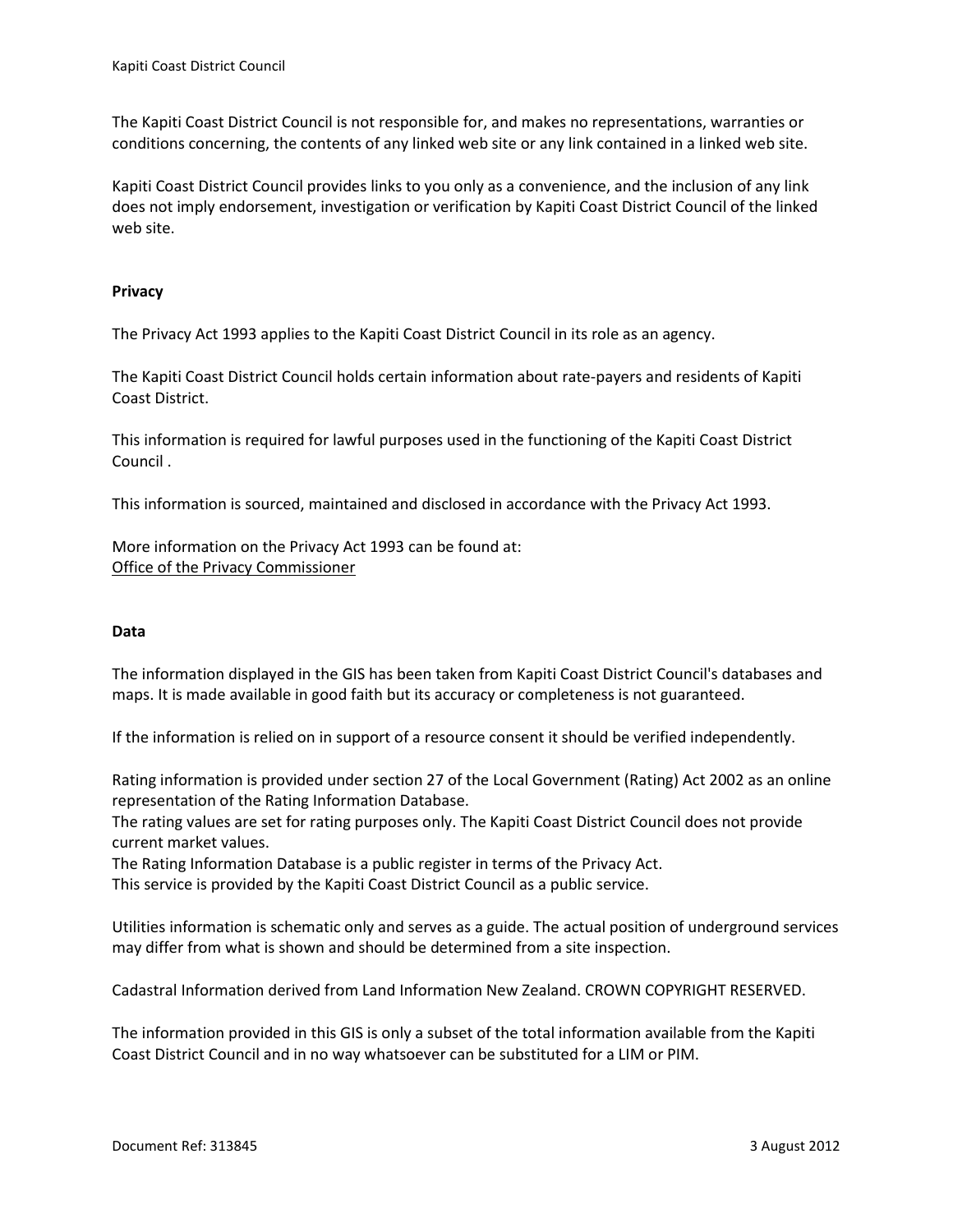The Kapiti Coast District Council is not responsible for, and makes no representations, warranties or conditions concerning, the contents of any linked web site or any link contained in a linked web site.

Kapiti Coast District Council provides links to you only as a convenience, and the inclusion of any link does not imply endorsement, investigation or verification by Kapiti Coast District Council of the linked web site.

**Privacy**

The Privacy Act 1993 applies to the Kapiti Coast District Council in its role as an agency.

The Kapiti Coast District Council holds certain information about rate-payers and residents of Kapiti Coast District.

This information is required for lawful purposes used in the functioning of the Kapiti Coast District Council .

This information is sourced, maintained and disclosed in accordance with the Privacy Act 1993.

More information on the Privacy Act 1993 can be found at:
Office of the Privacy Commissioner

**Data**

The information displayed in the GIS has been taken from Kapiti Coast District Council's databases and maps. It is made available in good faith but its accuracy or completeness is not guaranteed.

If the information is relied on in support of a resource consent it should be verified independently.

Rating information is provided under section 27 of the Local Government (Rating) Act 2002 as an online representation of the Rating Information Database.
The rating values are set for rating purposes only. The Kapiti Coast District Council does not provide current market values.
The Rating Information Database is a public register in terms of the Privacy Act.
This service is provided by the Kapiti Coast District Council as a public service.

Utilities information is schematic only and serves as a guide. The actual position of underground services may differ from what is shown and should be determined from a site inspection.

Cadastral Information derived from Land Information New Zealand. CROWN COPYRIGHT RESERVED.

The information provided in this GIS is only a subset of the total information available from the Kapiti Coast District Council and in no way whatsoever can be substituted for a LIM or PIM.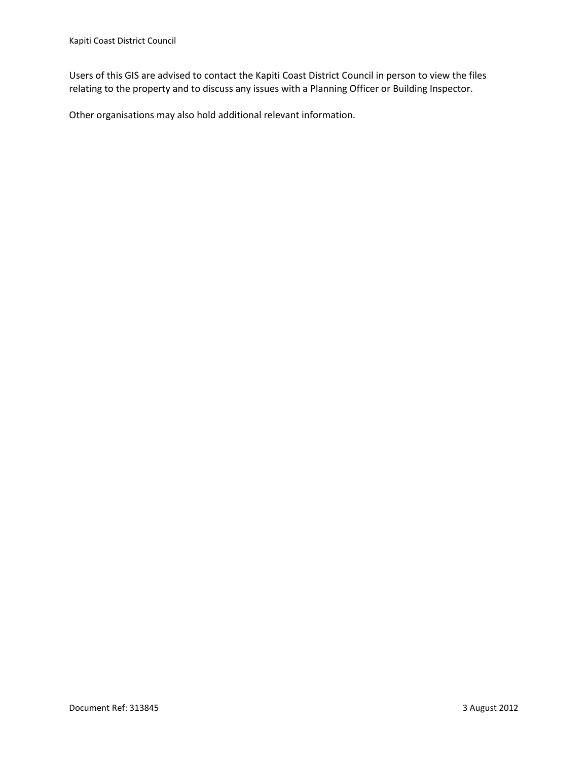Users of this GIS are advised to contact the Kapiti Coast District Council in person to view the files relating to the property and to discuss any issues with a Planning Officer or Building Inspector.

Other organisations may also hold additional relevant information.